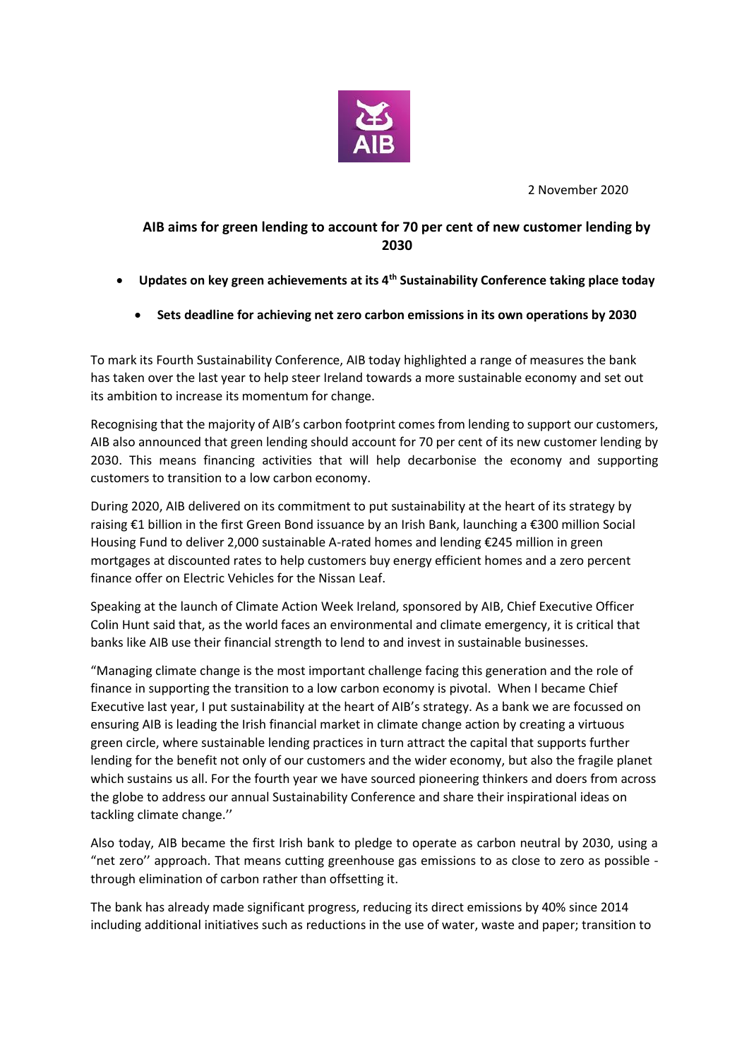2 November 2020

## AIB aims for green lending to account for 70 per cent of new customer lending by 2030

- **Updates on key green achievements at its 4th Sustainability Conference taking place today**
  - **Sets deadline for achieving net zero carbon emissions in its own operations by 2030**

To mark its Fourth Sustainability Conference, AIB today highlighted a range of measures the bank has taken over the last year to help steer Ireland towards a more sustainable economy and set out its ambition to increase its momentum for change.

Recognising that the majority of AIB's carbon footprint comes from lending to support our customers, AIB also announced that green lending should account for 70 per cent of its new customer lending by 2030. This means financing activities that will help decarbonise the economy and supporting customers to transition to a low carbon economy.

During 2020, AIB delivered on its commitment to put sustainability at the heart of its strategy by raising €1 billion in the first Green Bond issuance by an Irish Bank, launching a €300 million Social Housing Fund to deliver 2,000 sustainable A-rated homes and lending €245 million in green mortgages at discounted rates to help customers buy energy efficient homes and a zero percent finance offer on Electric Vehicles for the Nissan Leaf.

Speaking at the launch of Climate Action Week Ireland, sponsored by AIB, Chief Executive Officer Colin Hunt said that, as the world faces an environmental and climate emergency, it is critical that banks like AIB use their financial strength to lend to and invest in sustainable businesses.

"Managing climate change is the most important challenge facing this generation and the role of finance in supporting the transition to a low carbon economy is pivotal. When I became Chief Executive last year, I put sustainability at the heart of AIB's strategy. As a bank we are focussed on ensuring AIB is leading the Irish financial market in climate change action by creating a virtuous green circle, where sustainable lending practices in turn attract the capital that supports further lending for the benefit not only of our customers and the wider economy, but also the fragile planet which sustains us all. For the fourth year we have sourced pioneering thinkers and doers from across the globe to address our annual Sustainability Conference and share their inspirational ideas on tackling climate change.''

Also today, AIB became the first Irish bank to pledge to operate as carbon neutral by 2030, using a "net zero'' approach. That means cutting greenhouse gas emissions to as close to zero as possible - through elimination of carbon rather than offsetting it.

The bank has already made significant progress, reducing its direct emissions by 40% since 2014 including additional initiatives such as reductions in the use of water, waste and paper; transition to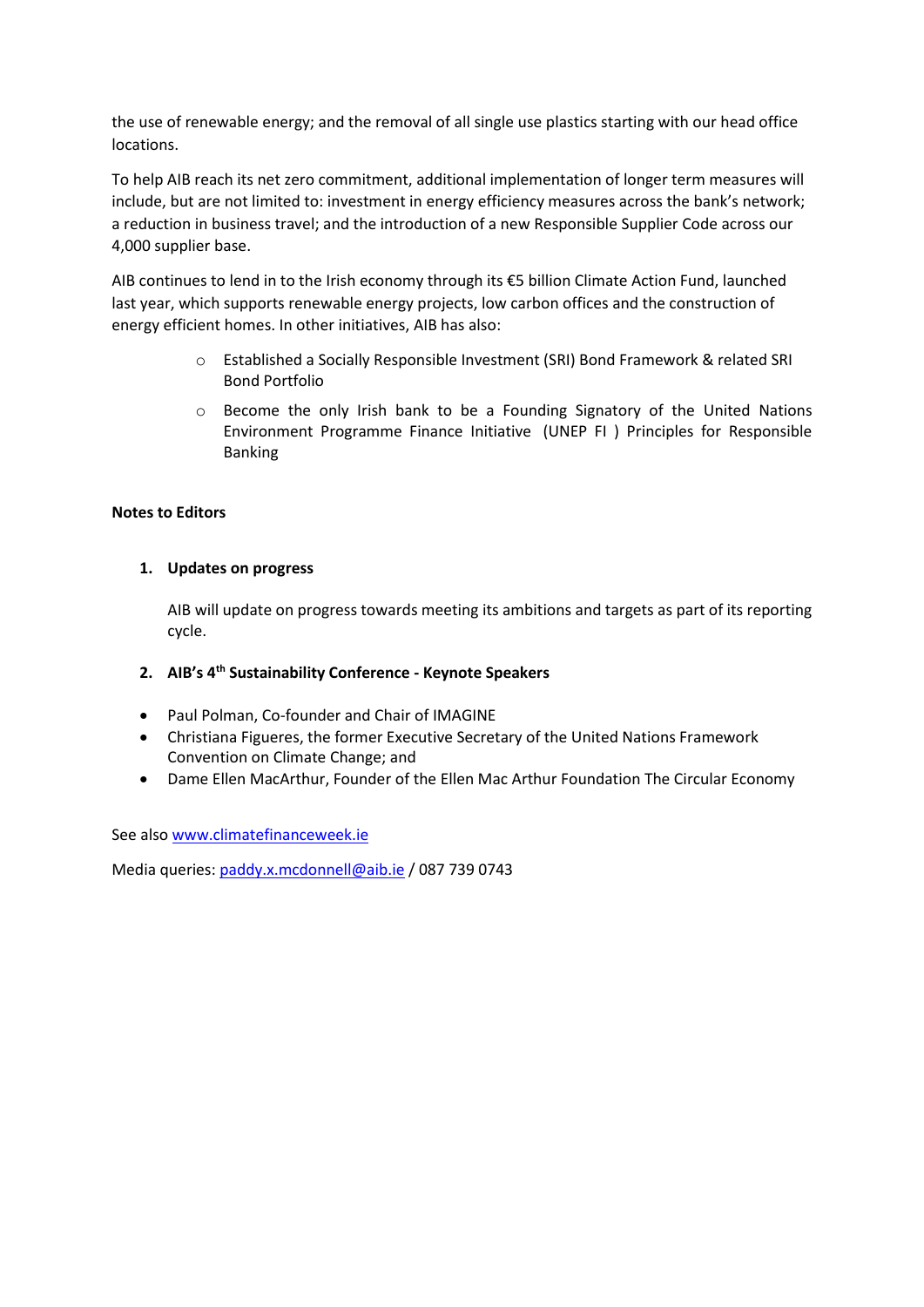the use of renewable energy; and the removal of all single use plastics starting with our head office locations.

To help AIB reach its net zero commitment, additional implementation of longer term measures will include, but are not limited to: investment in energy efficiency measures across the bank's network; a reduction in business travel; and the introduction of a new Responsible Supplier Code across our 4,000 supplier base.

AIB continues to lend in to the Irish economy through its €5 billion Climate Action Fund, launched last year, which supports renewable energy projects, low carbon offices and the construction of energy efficient homes. In other initiatives, AIB has also:

- Established a Socially Responsible Investment (SRI) Bond Framework & related SRI Bond Portfolio
- Become the only Irish bank to be a Founding Signatory of the United Nations Environment Programme Finance Initiative (UNEP FI ) Principles for Responsible Banking

**Notes to Editors**

1. **Updates on progress**

   AIB will update on progress towards meeting its ambitions and targets as part of its reporting cycle.

2. **AIB's 4th Sustainability Conference - Keynote Speakers**

- Paul Polman, Co-founder and Chair of IMAGINE
- Christiana Figueres, the former Executive Secretary of the United Nations Framework Convention on Climate Change; and
- Dame Ellen MacArthur, Founder of the Ellen Mac Arthur Foundation The Circular Economy

See also [www.climatefinanceweek.ie](http://www.climatefinanceweek.ie)

Media queries: [paddy.x.mcdonnell@aib.ie](mailto:paddy.x.mcdonnell@aib.ie) / 087 739 0743